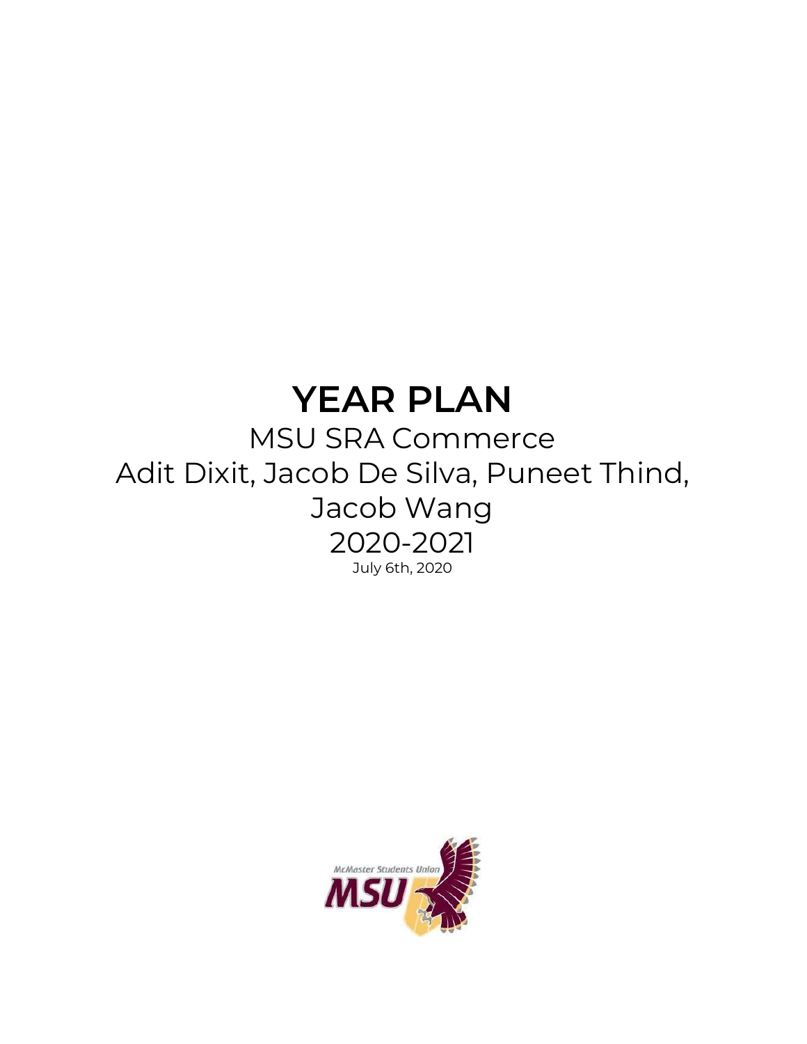# YEAR PLAN

MSU SRA Commerce

Adit Dixit, Jacob De Silva, Puneet Thind, Jacob Wang

2020-2021

July 6th, 2020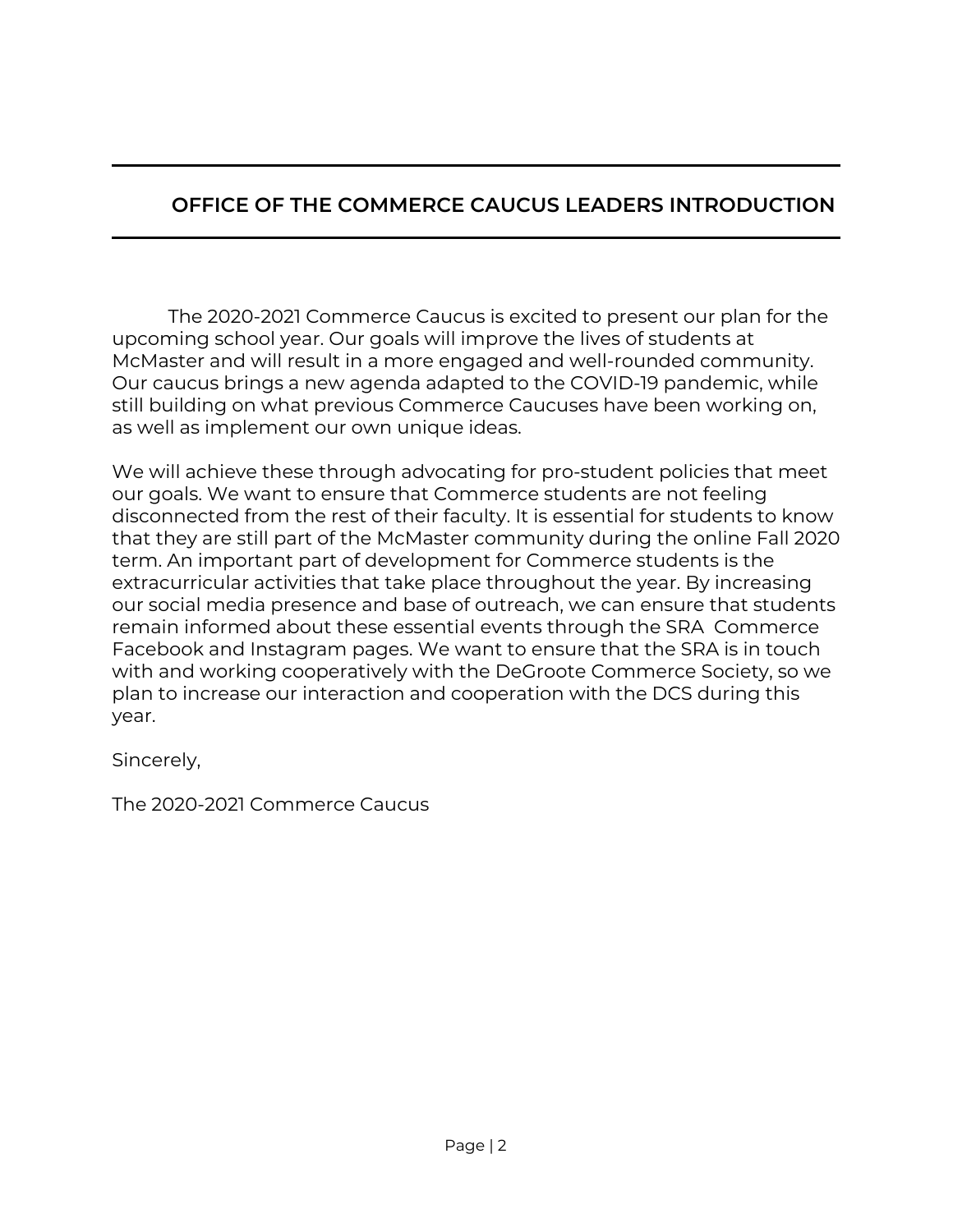## OFFICE OF THE COMMERCE CAUCUS LEADERS INTRODUCTION

The 2020-2021 Commerce Caucus is excited to present our plan for the upcoming school year. Our goals will improve the lives of students at McMaster and will result in a more engaged and well-rounded community. Our caucus brings a new agenda adapted to the COVID-19 pandemic, while still building on what previous Commerce Caucuses have been working on, as well as implement our own unique ideas.

We will achieve these through advocating for pro-student policies that meet our goals. We want to ensure that Commerce students are not feeling disconnected from the rest of their faculty. It is essential for students to know that they are still part of the McMaster community during the online Fall 2020 term. An important part of development for Commerce students is the extracurricular activities that take place throughout the year. By increasing our social media presence and base of outreach, we can ensure that students remain informed about these essential events through the SRA Commerce Facebook and Instagram pages. We want to ensure that the SRA is in touch with and working cooperatively with the DeGroote Commerce Society, so we plan to increase our interaction and cooperation with the DCS during this year.

Sincerely,

The 2020-2021 Commerce Caucus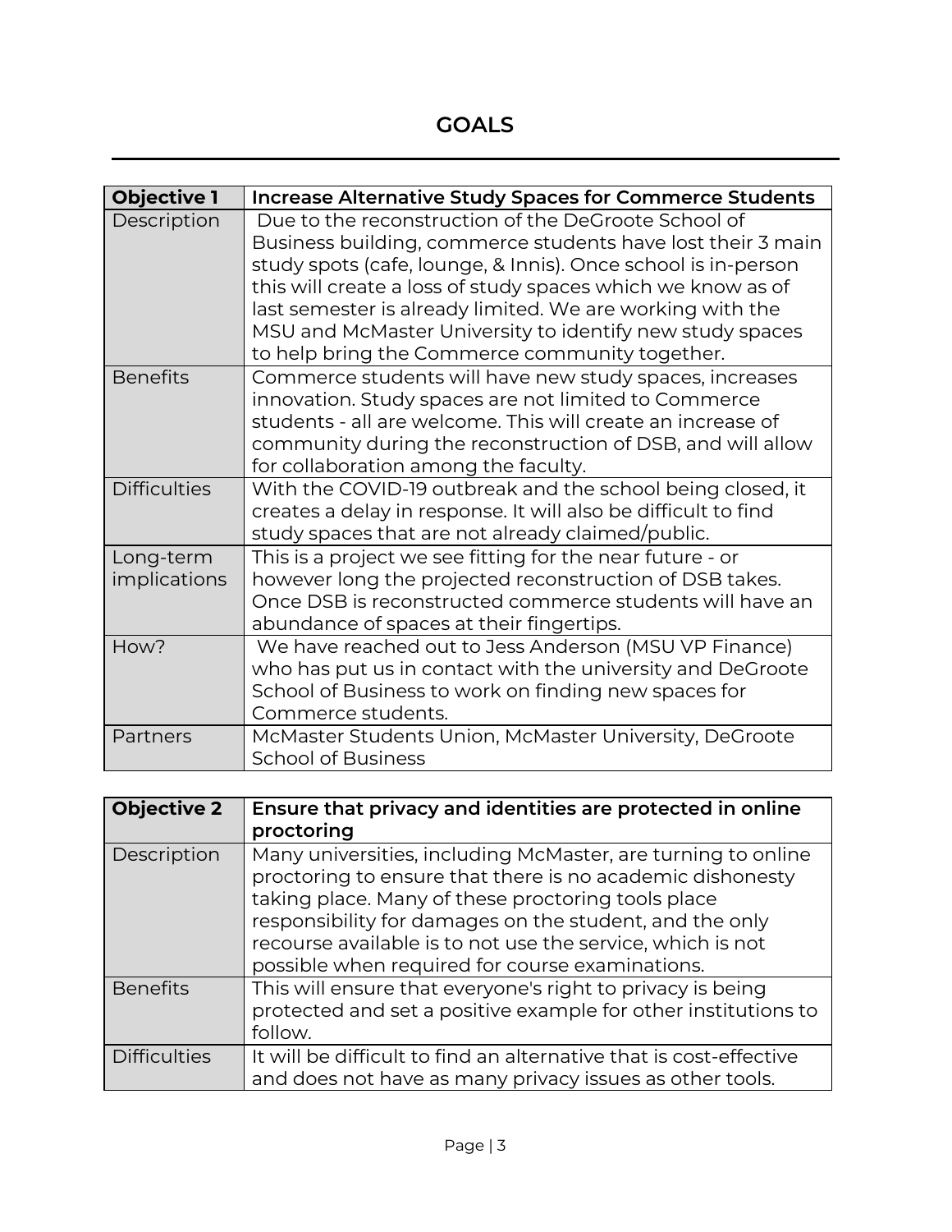# GOALS

| **Objective 1** | **Increase Alternative Study Spaces for Commerce Students** |
|---|---|
| Description | Due to the reconstruction of the DeGroote School of Business building, commerce students have lost their 3 main study spots (cafe, lounge, & Innis). Once school is in-person this will create a loss of study spaces which we know as of last semester is already limited. We are working with the MSU and McMaster University to identify new study spaces to help bring the Commerce community together. |
| Benefits | Commerce students will have new study spaces, increases innovation. Study spaces are not limited to Commerce students - all are welcome. This will create an increase of community during the reconstruction of DSB, and will allow for collaboration among the faculty. |
| Difficulties | With the COVID-19 outbreak and the school being closed, it creates a delay in response. It will also be difficult to find study spaces that are not already claimed/public. |
| Long-term implications | This is a project we see fitting for the near future - or however long the projected reconstruction of DSB takes. Once DSB is reconstructed commerce students will have an abundance of spaces at their fingertips. |
| How? | We have reached out to Jess Anderson (MSU VP Finance) who has put us in contact with the university and DeGroote School of Business to work on finding new spaces for Commerce students. |
| Partners | McMaster Students Union, McMaster University, DeGroote School of Business |

| **Objective 2** | **Ensure that privacy and identities are protected in online proctoring** |
|---|---|
| Description | Many universities, including McMaster, are turning to online proctoring to ensure that there is no academic dishonesty taking place. Many of these proctoring tools place responsibility for damages on the student, and the only recourse available is to not use the service, which is not possible when required for course examinations. |
| Benefits | This will ensure that everyone's right to privacy is being protected and set a positive example for other institutions to follow. |
| Difficulties | It will be difficult to find an alternative that is cost-effective and does not have as many privacy issues as other tools. |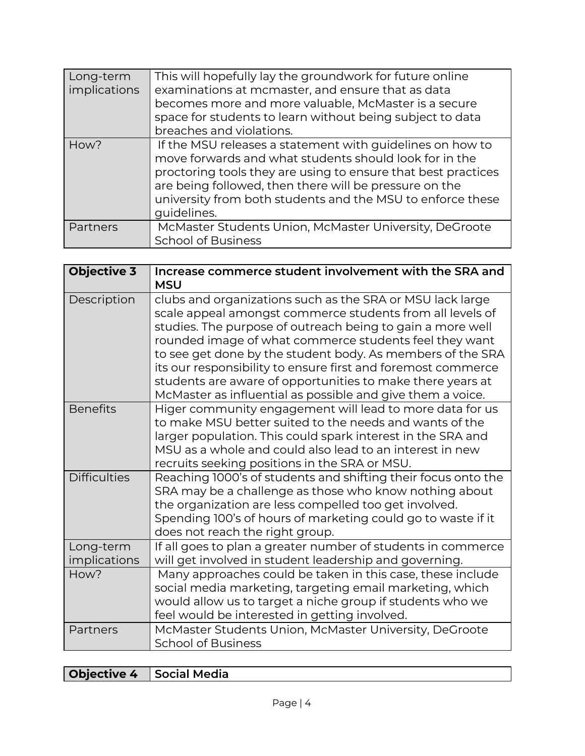| Long-term implications | This will hopefully lay the groundwork for future online examinations at mcmaster, and ensure that as data becomes more and more valuable, McMaster is a secure space for students to learn without being subject to data breaches and violations. |
|---|---|
| How? | If the MSU releases a statement with guidelines on how to move forwards and what students should look for in the proctoring tools they are using to ensure that best practices are being followed, then there will be pressure on the university from both students and the MSU to enforce these guidelines. |
| Partners | McMaster Students Union, McMaster University, DeGroote School of Business |

| **Objective 3** | **Increase commerce student involvement with the SRA and MSU** |
|---|---|
| Description | clubs and organizations such as the SRA or MSU lack large scale appeal amongst commerce students from all levels of studies. The purpose of outreach being to gain a more well rounded image of what commerce students feel they want to see get done by the student body. As members of the SRA its our responsibility to ensure first and foremost commerce students are aware of opportunities to make there years at McMaster as influential as possible and give them a voice. |
| Benefits | Higer community engagement will lead to more data for us to make MSU better suited to the needs and wants of the larger population. This could spark interest in the SRA and MSU as a whole and could also lead to an interest in new recruits seeking positions in the SRA or MSU. |
| Difficulties | Reaching 1000's of students and shifting their focus onto the SRA may be a challenge as those who know nothing about the organization are less compelled too get involved. Spending 100's of hours of marketing could go to waste if it does not reach the right group. |
| Long-term implications | If all goes to plan a greater number of students in commerce will get involved in student leadership and governing. |
| How? | Many approaches could be taken in this case, these include social media marketing, targeting email marketing, which would allow us to target a niche group if students who we feel would be interested in getting involved. |
| Partners | McMaster Students Union, McMaster University, DeGroote School of Business |

| **Objective 4** | **Social Media** |
|---|---|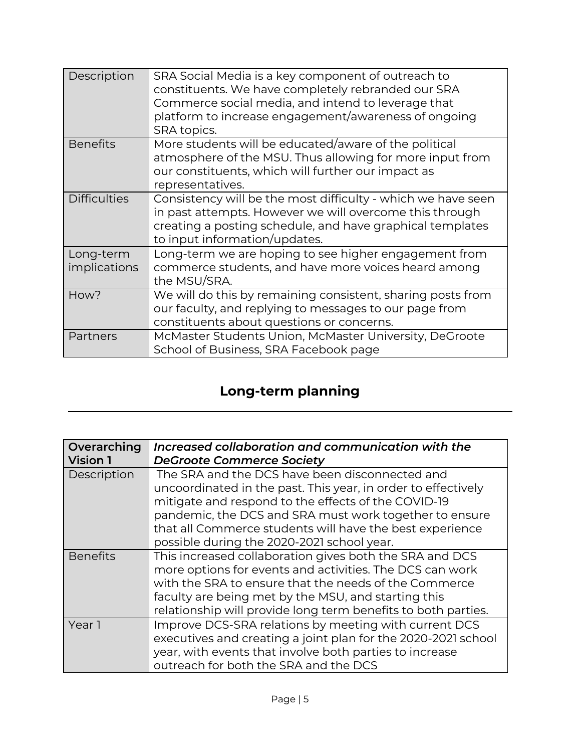| Description | SRA Social Media is a key component of outreach to constituents. We have completely rebranded our SRA Commerce social media, and intend to leverage that platform to increase engagement/awareness of ongoing SRA topics. |
|---|---|
| Benefits | More students will be educated/aware of the political atmosphere of the MSU. Thus allowing for more input from our constituents, which will further our impact as representatives. |
| Difficulties | Consistency will be the most difficulty - which we have seen in past attempts. However we will overcome this through creating a posting schedule, and have graphical templates to input information/updates. |
| Long-term implications | Long-term we are hoping to see higher engagement from commerce students, and have more voices heard among the MSU/SRA. |
| How? | We will do this by remaining consistent, sharing posts from our faculty, and replying to messages to our page from constituents about questions or concerns. |
| Partners | McMaster Students Union, McMaster University, DeGroote School of Business, SRA Facebook page |

## Long-term planning

| **Overarching Vision 1** | ***Increased collaboration and communication with the DeGroote Commerce Society*** |
|---|---|
| Description | The SRA and the DCS have been disconnected and uncoordinated in the past. This year, in order to effectively mitigate and respond to the effects of the COVID-19 pandemic, the DCS and SRA must work together to ensure that all Commerce students will have the best experience possible during the 2020-2021 school year. |
| Benefits | This increased collaboration gives both the SRA and DCS more options for events and activities. The DCS can work with the SRA to ensure that the needs of the Commerce faculty are being met by the MSU, and starting this relationship will provide long term benefits to both parties. |
| Year 1 | Improve DCS-SRA relations by meeting with current DCS executives and creating a joint plan for the 2020-2021 school year, with events that involve both parties to increase outreach for both the SRA and the DCS |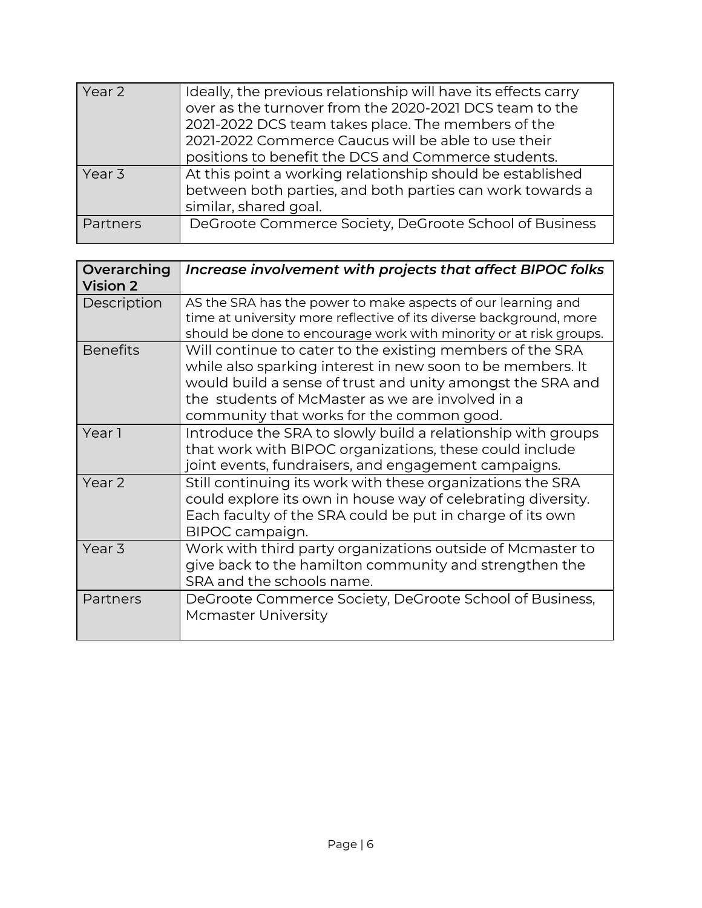| | |
|---|---|
| Year 2 | Ideally, the previous relationship will have its effects carry over as the turnover from the 2020-2021 DCS team to the 2021-2022 DCS team takes place. The members of the 2021-2022 Commerce Caucus will be able to use their positions to benefit the DCS and Commerce students. |
| Year 3 | At this point a working relationship should be established between both parties, and both parties can work towards a similar, shared goal. |
| Partners | DeGroote Commerce Society, DeGroote School of Business |

| **Overarching Vision 2** | ***Increase involvement with projects that affect BIPOC folks*** |
|---|---|
| Description | AS the SRA has the power to make aspects of our learning and time at university more reflective of its diverse background, more should be done to encourage work with minority or at risk groups. |
| Benefits | Will continue to cater to the existing members of the SRA while also sparking interest in new soon to be members. It would build a sense of trust and unity amongst the SRA and the students of McMaster as we are involved in a community that works for the common good. |
| Year 1 | Introduce the SRA to slowly build a relationship with groups that work with BIPOC organizations, these could include joint events, fundraisers, and engagement campaigns. |
| Year 2 | Still continuing its work with these organizations the SRA could explore its own in house way of celebrating diversity. Each faculty of the SRA could be put in charge of its own BIPOC campaign. |
| Year 3 | Work with third party organizations outside of Mcmaster to give back to the hamilton community and strengthen the SRA and the schools name. |
| Partners | DeGroote Commerce Society, DeGroote School of Business, Mcmaster University |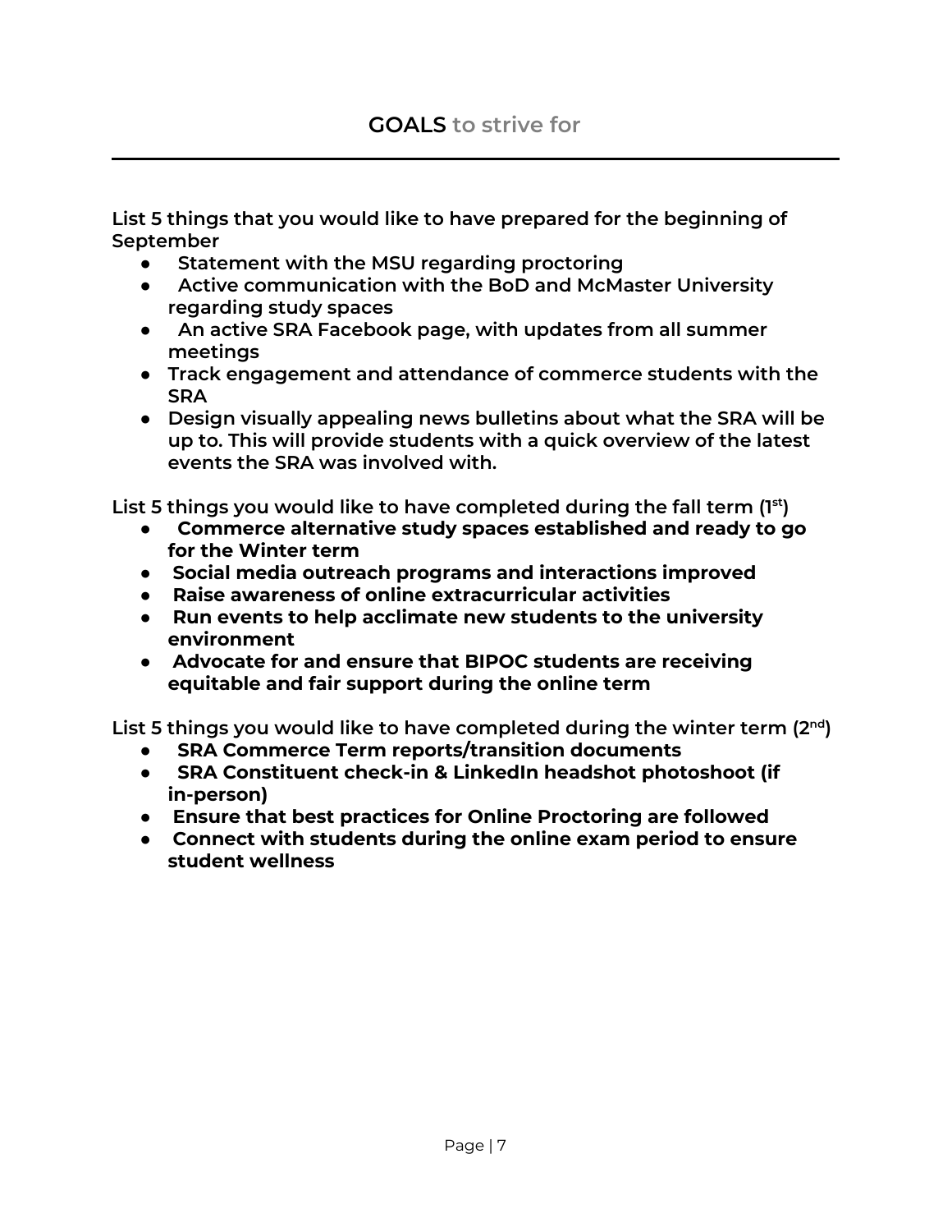## **GOALS** to strive for

---

**List 5 things that you would like to have prepared for the beginning of September**

- **Statement with the MSU regarding proctoring**
- **Active communication with the BoD and McMaster University regarding study spaces**
- **An active SRA Facebook page, with updates from all summer meetings**
- **Track engagement and attendance of commerce students with the SRA**
- **Design visually appealing news bulletins about what the SRA will be up to. This will provide students with a quick overview of the latest events the SRA was involved with.**

**List 5 things you would like to have completed during the fall term (1st)**

- **Commerce alternative study spaces established and ready to go for the Winter term**
- **Social media outreach programs and interactions improved**
- **Raise awareness of online extracurricular activities**
- **Run events to help acclimate new students to the university environment**
- **Advocate for and ensure that BIPOC students are receiving equitable and fair support during the online term**

**List 5 things you would like to have completed during the winter term (2nd)**

- **SRA Commerce Term reports/transition documents**
- **SRA Constituent check-in & LinkedIn headshot photoshoot (if in-person)**
- **Ensure that best practices for Online Proctoring are followed**
- **Connect with students during the online exam period to ensure student wellness**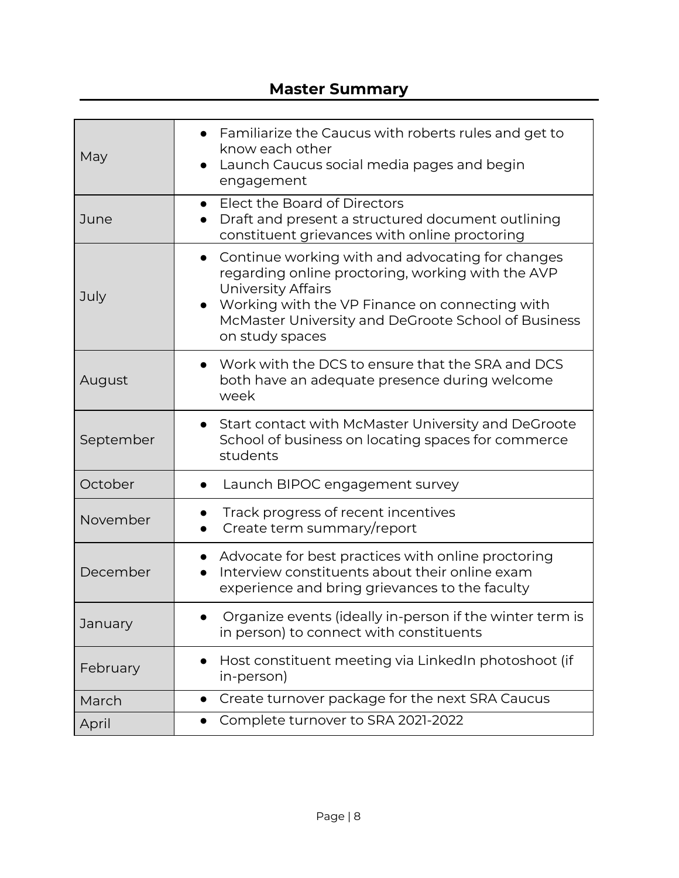## Master Summary

| | |
|---|---|
| May | • Familiarize the Caucus with roberts rules and get to know each other<br>• Launch Caucus social media pages and begin engagement |
| June | • Elect the Board of Directors<br>• Draft and present a structured document outlining constituent grievances with online proctoring |
| July | • Continue working with and advocating for changes regarding online proctoring, working with the AVP University Affairs<br>• Working with the VP Finance on connecting with McMaster University and DeGroote School of Business on study spaces |
| August | • Work with the DCS to ensure that the SRA and DCS both have an adequate presence during welcome week |
| September | • Start contact with McMaster University and DeGroote School of business on locating spaces for commerce students |
| October | • Launch BIPOC engagement survey |
| November | • Track progress of recent incentives<br>• Create term summary/report |
| December | • Advocate for best practices with online proctoring<br>• Interview constituents about their online exam experience and bring grievances to the faculty |
| January | • Organize events (ideally in-person if the winter term is in person) to connect with constituents |
| February | • Host constituent meeting via LinkedIn photoshoot (if in-person) |
| March | • Create turnover package for the next SRA Caucus |
| April | • Complete turnover to SRA 2021-2022 |